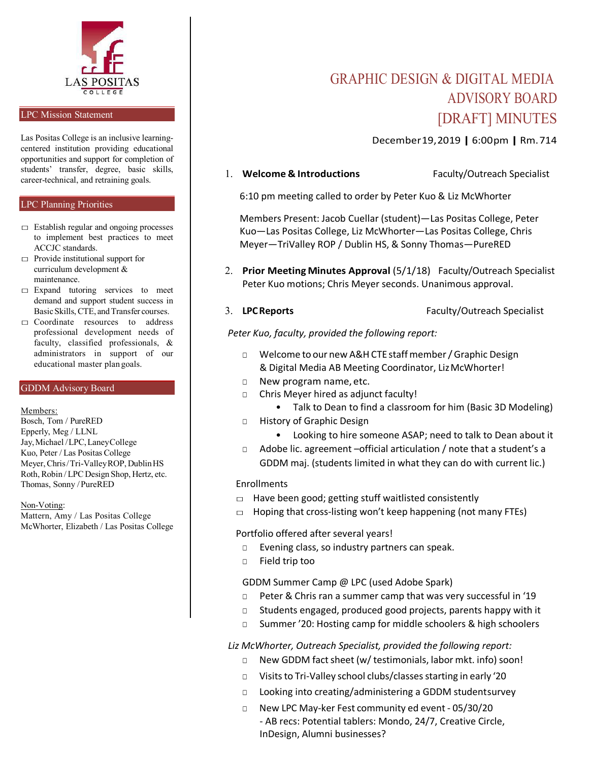LAS POSITAS COLLEGE

## LPC Mission Statement

Las Positas College is an inclusive learning-centered institution providing educational opportunities and support for completion of students' transfer, degree, basic skills, career-technical, and retraining goals.

## LPC Planning Priorities

- Establish regular and ongoing processes to implement best practices to meet ACCJC standards.
- Provide institutional support for curriculum development & maintenance.
- Expand tutoring services to meet demand and support student success in Basic Skills, CTE, and Transfer courses.
- Coordinate resources to address professional development needs of faculty, classified professionals, & administrators in support of our educational master plan goals.

## GDDM Advisory Board

Members:
Bosch, Tom / PureRED
Epperly, Meg / LLNL
Jay, Michael / LPC, Laney College
Kuo, Peter / Las Positas College
Meyer, Chris / Tri-Valley ROP, Dublin HS
Roth, Robin / LPC Design Shop, Hertz, etc.
Thomas, Sonny / PureRED

Non-Voting:
Mattern, Amy / Las Positas College
McWhorter, Elizabeth / Las Positas College

# GRAPHIC DESIGN & DIGITAL MEDIA ADVISORY BOARD [DRAFT] MINUTES

December 19, 2019 **|** 6:00pm **|** Rm. 714

1. **Welcome & Introductions** — Faculty/Outreach Specialist

   6:10 pm meeting called to order by Peter Kuo & Liz McWhorter

   Members Present: Jacob Cuellar (student)—Las Positas College, Peter Kuo—Las Positas College, Liz McWhorter—Las Positas College, Chris Meyer—TriValley ROP / Dublin HS, & Sonny Thomas—PureRED

2. **Prior Meeting Minutes Approval** (5/1/18) — Faculty/Outreach Specialist
   Peter Kuo motions; Chris Meyer seconds. Unanimous approval.

3. **LPC Reports** — Faculty/Outreach Specialist

*Peter Kuo, faculty, provided the following report:*

- Welcome to our new A&H CTE staff member / Graphic Design & Digital Media AB Meeting Coordinator, Liz McWhorter!
- New program name, etc.
- Chris Meyer hired as adjunct faculty!
  - Talk to Dean to find a classroom for him (Basic 3D Modeling)
- History of Graphic Design
  - Looking to hire someone ASAP; need to talk to Dean about it
- Adobe lic. agreement –official articulation / note that a student's a GDDM maj. (students limited in what they can do with current lic.)

Enrollments

- Have been good; getting stuff waitlisted consistently
- Hoping that cross-listing won't keep happening (not many FTEs)

Portfolio offered after several years!

- Evening class, so industry partners can speak.
- Field trip too

GDDM Summer Camp @ LPC (used Adobe Spark)

- Peter & Chris ran a summer camp that was very successful in '19
- Students engaged, produced good projects, parents happy with it
- Summer '20: Hosting camp for middle schoolers & high schoolers

*Liz McWhorter, Outreach Specialist, provided the following report:*

- New GDDM fact sheet (w/ testimonials, labor mkt. info) soon!
- Visits to Tri-Valley school clubs/classes starting in early '20
- Looking into creating/administering a GDDM student survey
- New LPC May-ker Fest community ed event - 05/30/20
  - AB recs: Potential tablers: Mondo, 24/7, Creative Circle, InDesign, Alumni businesses?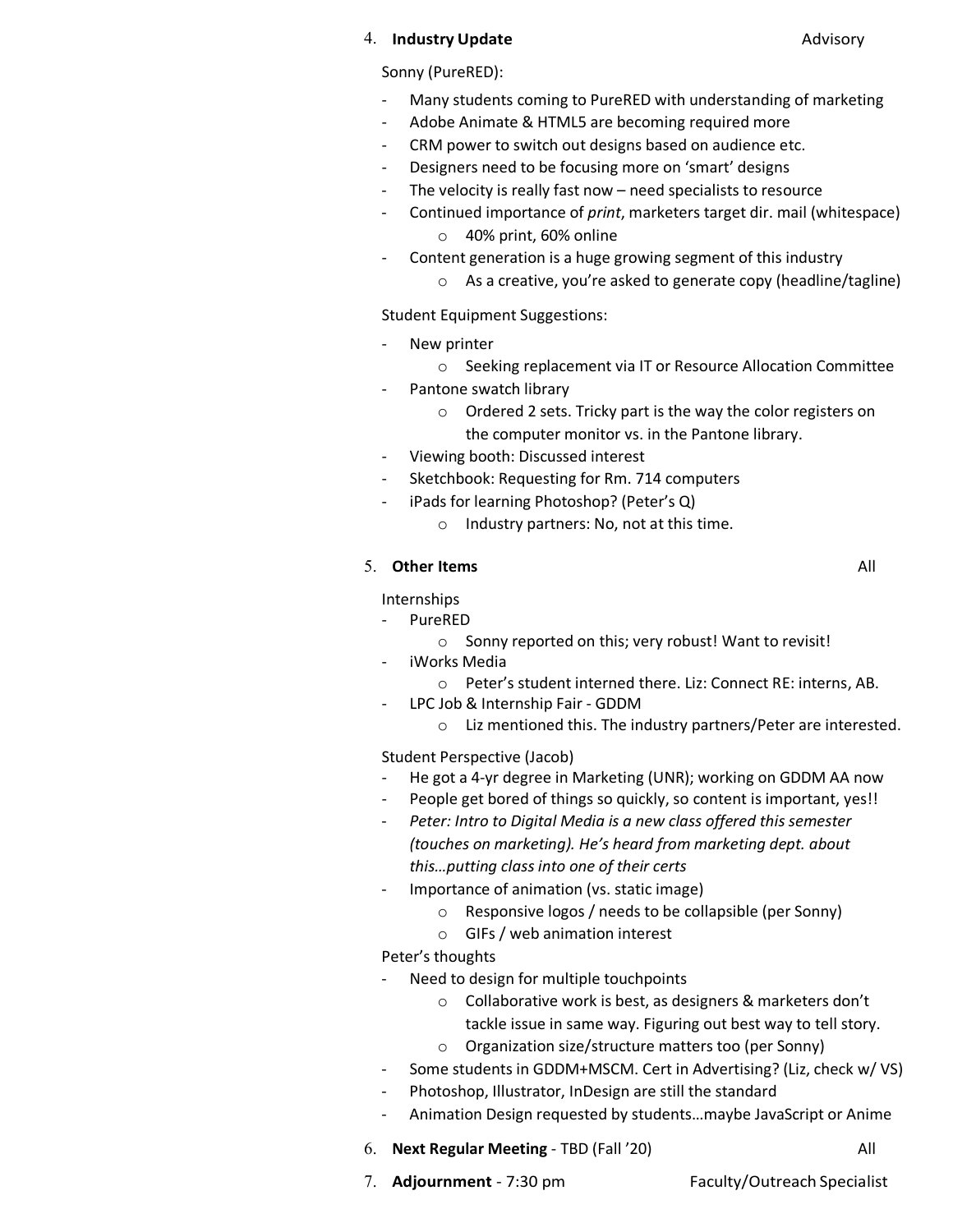4. **Industry Update** Advisory

Sonny (PureRED):

- Many students coming to PureRED with understanding of marketing
- Adobe Animate & HTML5 are becoming required more
- CRM power to switch out designs based on audience etc.
- Designers need to be focusing more on 'smart' designs
- The velocity is really fast now – need specialists to resource
- Continued importance of *print*, marketers target dir. mail (whitespace)
  - 40% print, 60% online
- Content generation is a huge growing segment of this industry
  - As a creative, you're asked to generate copy (headline/tagline)

Student Equipment Suggestions:

- New printer
  - Seeking replacement via IT or Resource Allocation Committee
- Pantone swatch library
  - Ordered 2 sets. Tricky part is the way the color registers on the computer monitor vs. in the Pantone library.
- Viewing booth: Discussed interest
- Sketchbook: Requesting for Rm. 714 computers
- iPads for learning Photoshop? (Peter's Q)
  - Industry partners: No, not at this time.

5. **Other Items** All

Internships

- PureRED
  - Sonny reported on this; very robust! Want to revisit!
- iWorks Media
  - Peter's student interned there. Liz: Connect RE: interns, AB.
- LPC Job & Internship Fair - GDDM
  - Liz mentioned this. The industry partners/Peter are interested.

Student Perspective (Jacob)

- He got a 4-yr degree in Marketing (UNR); working on GDDM AA now
- People get bored of things so quickly, so content is important, yes!!
- *Peter: Intro to Digital Media is a new class offered this semester (touches on marketing). He's heard from marketing dept. about this…putting class into one of their certs*
- Importance of animation (vs. static image)
  - Responsive logos / needs to be collapsible (per Sonny)
  - GIFs / web animation interest

Peter's thoughts

- Need to design for multiple touchpoints
  - Collaborative work is best, as designers & marketers don't tackle issue in same way. Figuring out best way to tell story.
  - Organization size/structure matters too (per Sonny)
- Some students in GDDM+MSCM. Cert in Advertising? (Liz, check w/ VS)
- Photoshop, Illustrator, InDesign are still the standard
- Animation Design requested by students…maybe JavaScript or Anime

6. **Next Regular Meeting** - TBD (Fall '20) All

7. **Adjournment** - 7:30 pm Faculty/Outreach Specialist